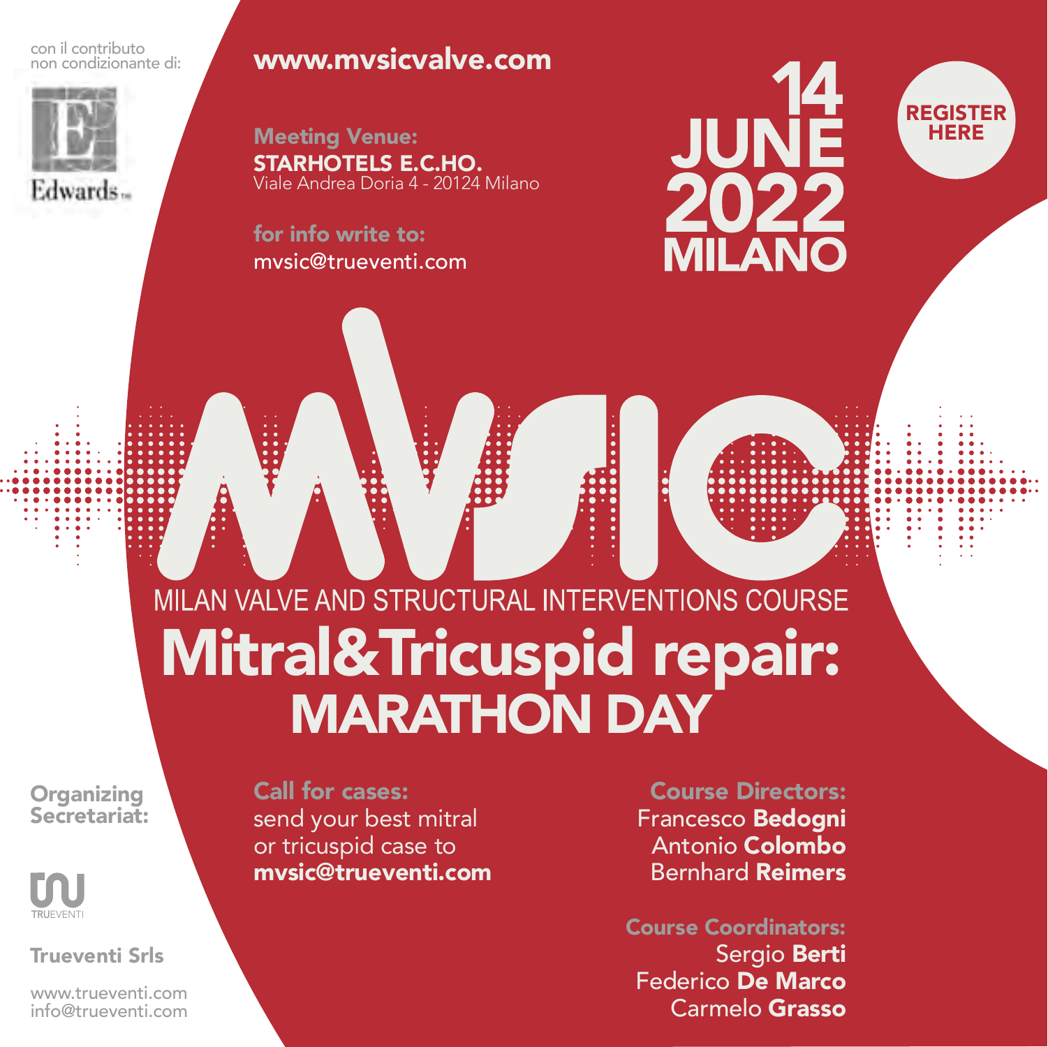con il contributo non condizionante di:

Edwards

**www.mvsicvalve.com**

**Meeting Venue:**
**STARHOTELS E.C.HO.**
Viale Andrea Doria 4 - 20124 Milano

**for info write to:**
mvsic@trueventi.com

# 14 JUNE 2022 MILANO

**REGISTER HERE**

# MVSIC

## MILAN VALVE AND STRUCTURAL INTERVENTIONS COURSE

# Mitral&Tricuspid repair: MARATHON DAY

**Organizing Secretariat:**

TRUEVENTI

**Trueventi Srls**

www.trueventi.com
info@trueventi.com

**Call for cases:**
send your best mitral or tricuspid case to **mvsic@trueventi.com**

**Course Directors:**
Francesco **Bedogni**
Antonio **Colombo**
Bernhard **Reimers**

**Course Coordinators:**
Sergio **Berti**
Federico **De Marco**
Carmelo **Grasso**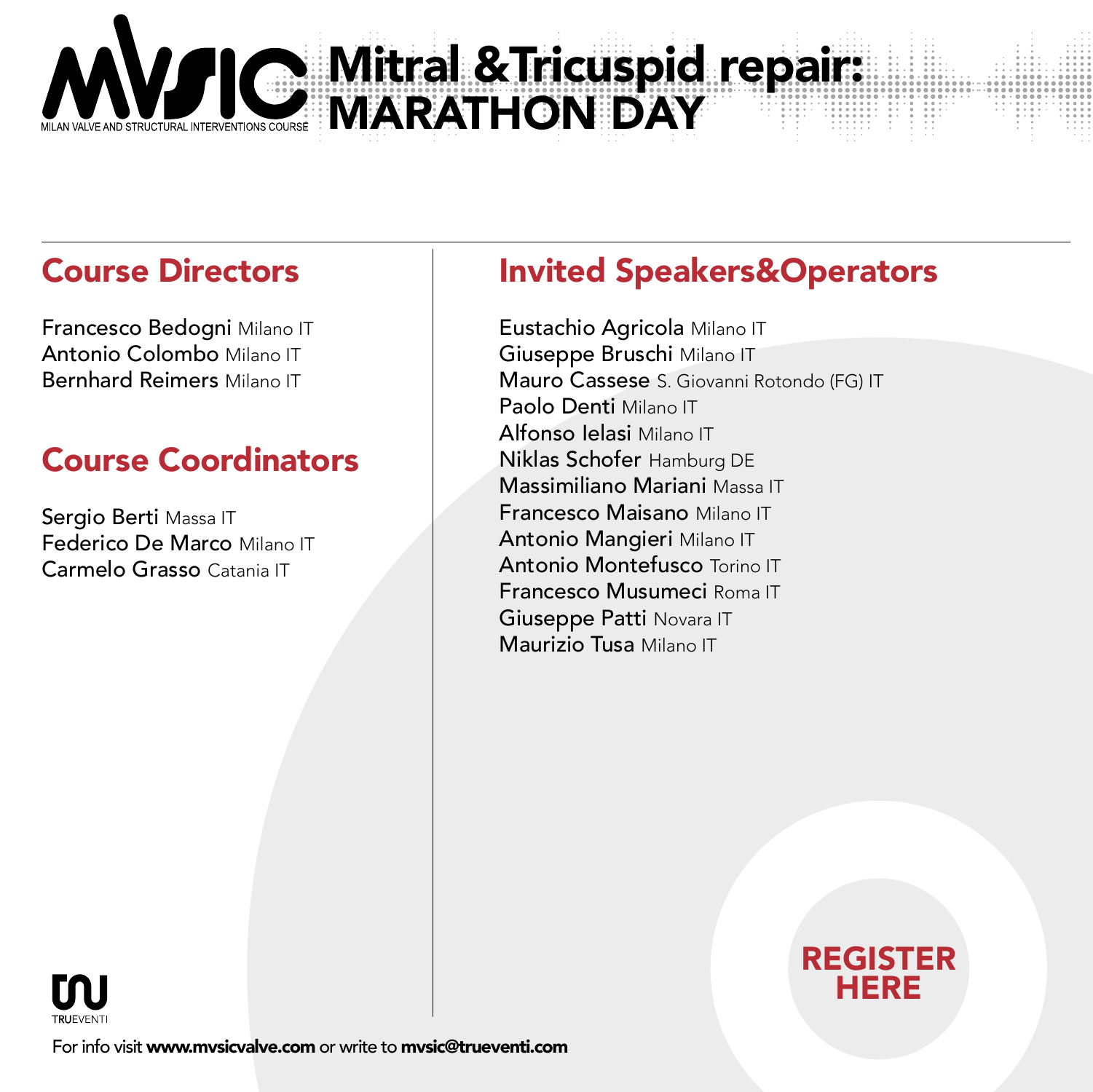MVSIC

MILAN VALVE AND STRUCTURAL INTERVENTIONS COURSE

# Mitral &Tricuspid repair: MARATHON DAY

## Course Directors

Francesco Bedogni Milano IT
Antonio Colombo Milano IT
Bernhard Reimers Milano IT

## Course Coordinators

Sergio Berti Massa IT
Federico De Marco Milano IT
Carmelo Grasso Catania IT

## Invited Speakers&Operators

Eustachio Agricola Milano IT
Giuseppe Bruschi Milano IT
Mauro Cassese S. Giovanni Rotondo (FG) IT
Paolo Denti Milano IT
Alfonso Ielasi Milano IT
Niklas Schofer Hamburg DE
Massimiliano Mariani Massa IT
Francesco Maisano Milano IT
Antonio Mangieri Milano IT
Antonio Montefusco Torino IT
Francesco Musumeci Roma IT
Giuseppe Patti Novara IT
Maurizio Tusa Milano IT

REGISTER HERE

TRUEVENTI

For info visit **www.mvsicvalve.com** or write to **mvsic@trueventi.com**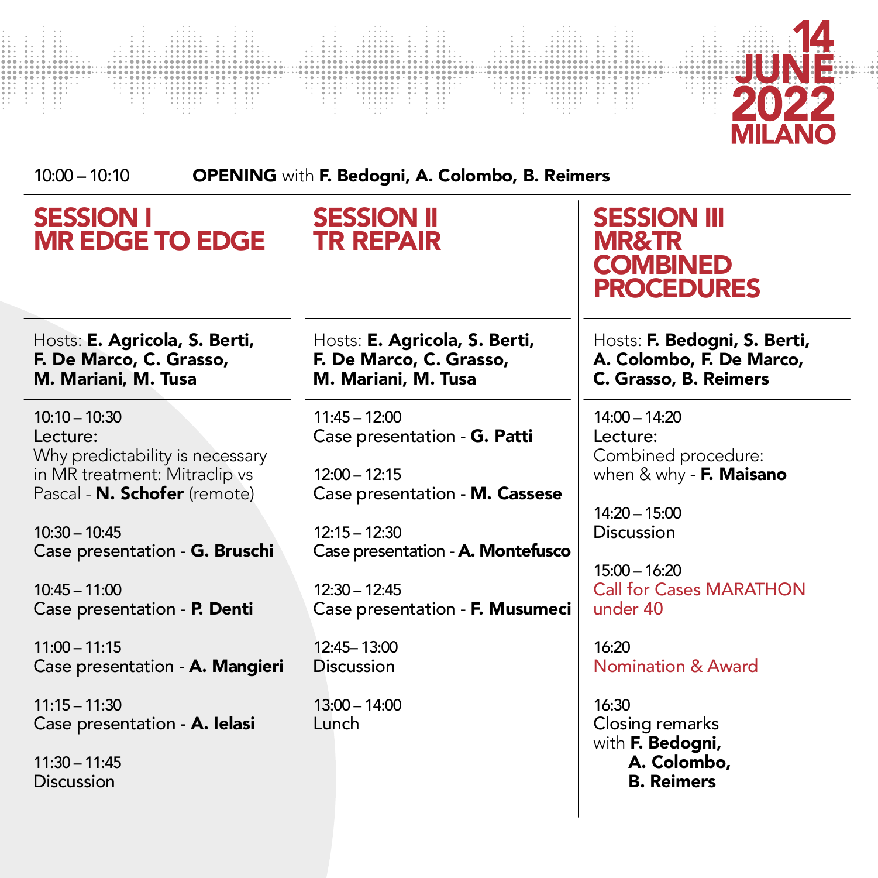**14 JUNE 2022 MILANO**

10:00 – 10:10 **OPENING** with **F. Bedogni, A. Colombo, B. Reimers**

## SESSION I
## MR EDGE TO EDGE

Hosts: **E. Agricola, S. Berti, F. De Marco, C. Grasso, M. Mariani, M. Tusa**

10:10 – 10:30
Lecture:
Why predictability is necessary in MR treatment: Mitraclip vs Pascal - **N. Schofer** (remote)

10:30 – 10:45
Case presentation - **G. Bruschi**

10:45 – 11:00
Case presentation - **P. Denti**

11:00 – 11:15
Case presentation - **A. Mangieri**

11:15 – 11:30
Case presentation - **A. Ielasi**

11:30 – 11:45
Discussion

## SESSION II
## TR REPAIR

Hosts: **E. Agricola, S. Berti, F. De Marco, C. Grasso, M. Mariani, M. Tusa**

11:45 – 12:00
Case presentation - **G. Patti**

12:00 – 12:15
Case presentation - **M. Cassese**

12:15 – 12:30
Case presentation - **A. Montefusco**

12:30 – 12:45
Case presentation - **F. Musumeci**

12:45– 13:00
Discussion

13:00 – 14:00
Lunch

## SESSION III
## MR&TR COMBINED PROCEDURES

Hosts: **F. Bedogni, S. Berti, A. Colombo, F. De Marco, C. Grasso, B. Reimers**

14:00 – 14:20
Lecture:
Combined procedure: when & why - **F. Maisano**

14:20 – 15:00
Discussion

15:00 – 16:20
Call for Cases MARATHON under 40

16:20
Nomination & Award

16:30
Closing remarks with **F. Bedogni, A. Colombo, B. Reimers**